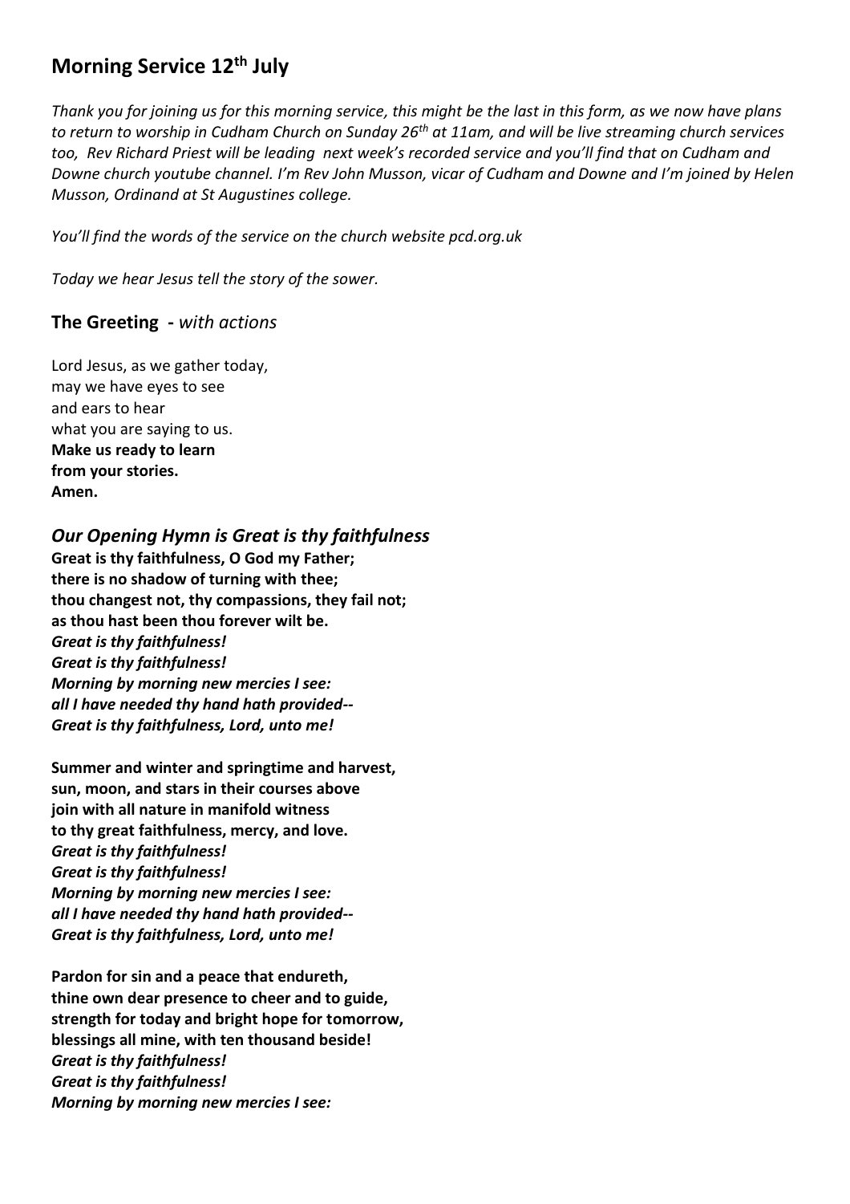# Morning Service 12th July

*Thank you for joining us for this morning service, this might be the last in this form, as we now have plans to return to worship in Cudham Church on Sunday 26th at 11am, and will be live streaming church services too, Rev Richard Priest will be leading next week's recorded service and you'll find that on Cudham and Downe church youtube channel. I'm Rev John Musson, vicar of Cudham and Downe and I'm joined by Helen Musson, Ordinand at St Augustines college.*

*You'll find the words of the service on the church website pcd.org.uk*

*Today we hear Jesus tell the story of the sower.*

## The Greeting - *with actions*

Lord Jesus, as we gather today,
may we have eyes to see
and ears to hear
what you are saying to us.
**Make us ready to learn**
**from your stories.**
**Amen.**

## *Our Opening Hymn is Great is thy faithfulness*

**Great is thy faithfulness, O God my Father;**
**there is no shadow of turning with thee;**
**thou changest not, thy compassions, they fail not;**
**as thou hast been thou forever wilt be.**
***Great is thy faithfulness!***
***Great is thy faithfulness!***
***Morning by morning new mercies I see:***
***all I have needed thy hand hath provided--***
***Great is thy faithfulness, Lord, unto me!***

**Summer and winter and springtime and harvest,**
**sun, moon, and stars in their courses above**
**join with all nature in manifold witness**
**to thy great faithfulness, mercy, and love.**
***Great is thy faithfulness!***
***Great is thy faithfulness!***
***Morning by morning new mercies I see:***
***all I have needed thy hand hath provided--***
***Great is thy faithfulness, Lord, unto me!***

**Pardon for sin and a peace that endureth,**
**thine own dear presence to cheer and to guide,**
**strength for today and bright hope for tomorrow,**
**blessings all mine, with ten thousand beside!**
***Great is thy faithfulness!***
***Great is thy faithfulness!***
***Morning by morning new mercies I see:***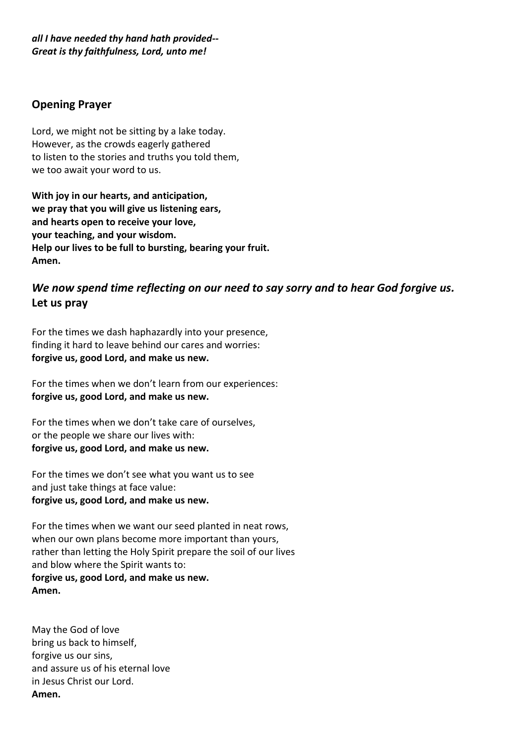***all I have needed thy hand hath provided--***
***Great is thy faithfulness, Lord, unto me!***

## Opening Prayer

Lord, we might not be sitting by a lake today.
However, as the crowds eagerly gathered
to listen to the stories and truths you told them,
we too await your word to us.

**With joy in our hearts, and anticipation,**
**we pray that you will give us listening ears,**
**and hearts open to receive your love,**
**your teaching, and your wisdom.**
**Help our lives to be full to bursting, bearing your fruit.**
**Amen.**

### *We now spend time reflecting on our need to say sorry and to hear God forgive us.*
### Let us pray

For the times we dash haphazardly into your presence,
finding it hard to leave behind our cares and worries:
**forgive us, good Lord, and make us new.**

For the times when we don't learn from our experiences:
**forgive us, good Lord, and make us new.**

For the times when we don't take care of ourselves,
or the people we share our lives with:
**forgive us, good Lord, and make us new.**

For the times we don't see what you want us to see
and just take things at face value:
**forgive us, good Lord, and make us new.**

For the times when we want our seed planted in neat rows,
when our own plans become more important than yours,
rather than letting the Holy Spirit prepare the soil of our lives
and blow where the Spirit wants to:
**forgive us, good Lord, and make us new.**
**Amen.**

May the God of love
bring us back to himself,
forgive us our sins,
and assure us of his eternal love
in Jesus Christ our Lord.
**Amen.**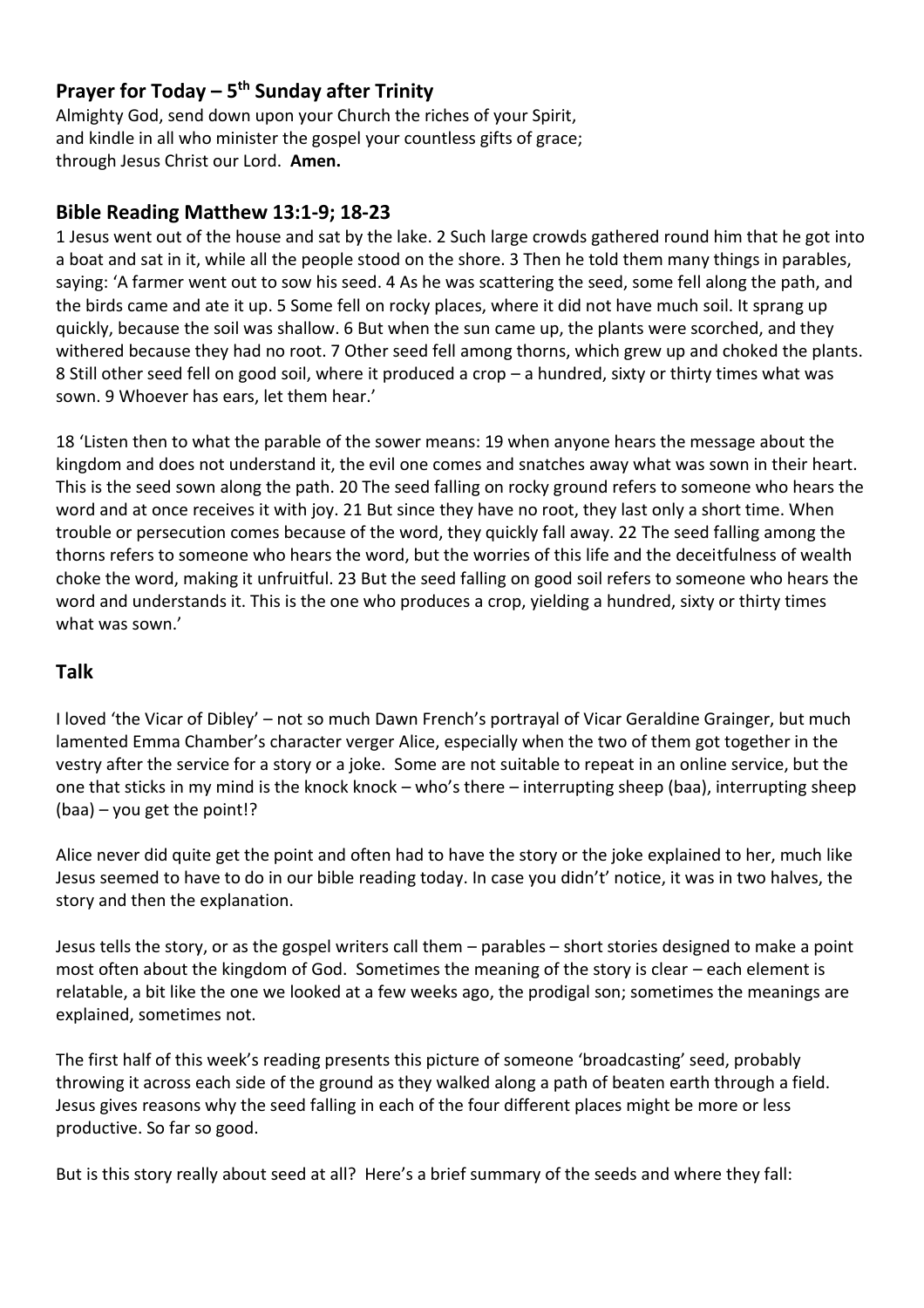## Prayer for Today – 5th Sunday after Trinity

Almighty God, send down upon your Church the riches of your Spirit,
and kindle in all who minister the gospel your countless gifts of grace;
through Jesus Christ our Lord. **Amen.**

## Bible Reading Matthew 13:1-9; 18-23

1 Jesus went out of the house and sat by the lake. 2 Such large crowds gathered round him that he got into a boat and sat in it, while all the people stood on the shore. 3 Then he told them many things in parables, saying: 'A farmer went out to sow his seed. 4 As he was scattering the seed, some fell along the path, and the birds came and ate it up. 5 Some fell on rocky places, where it did not have much soil. It sprang up quickly, because the soil was shallow. 6 But when the sun came up, the plants were scorched, and they withered because they had no root. 7 Other seed fell among thorns, which grew up and choked the plants. 8 Still other seed fell on good soil, where it produced a crop – a hundred, sixty or thirty times what was sown. 9 Whoever has ears, let them hear.'

18 'Listen then to what the parable of the sower means: 19 when anyone hears the message about the kingdom and does not understand it, the evil one comes and snatches away what was sown in their heart. This is the seed sown along the path. 20 The seed falling on rocky ground refers to someone who hears the word and at once receives it with joy. 21 But since they have no root, they last only a short time. When trouble or persecution comes because of the word, they quickly fall away. 22 The seed falling among the thorns refers to someone who hears the word, but the worries of this life and the deceitfulness of wealth choke the word, making it unfruitful. 23 But the seed falling on good soil refers to someone who hears the word and understands it. This is the one who produces a crop, yielding a hundred, sixty or thirty times what was sown.'

## Talk

I loved 'the Vicar of Dibley' – not so much Dawn French's portrayal of Vicar Geraldine Grainger, but much lamented Emma Chamber's character verger Alice, especially when the two of them got together in the vestry after the service for a story or a joke. Some are not suitable to repeat in an online service, but the one that sticks in my mind is the knock knock – who's there – interrupting sheep (baa), interrupting sheep (baa) – you get the point!?

Alice never did quite get the point and often had to have the story or the joke explained to her, much like Jesus seemed to have to do in our bible reading today. In case you didn't' notice, it was in two halves, the story and then the explanation.

Jesus tells the story, or as the gospel writers call them – parables – short stories designed to make a point most often about the kingdom of God. Sometimes the meaning of the story is clear – each element is relatable, a bit like the one we looked at a few weeks ago, the prodigal son; sometimes the meanings are explained, sometimes not.

The first half of this week's reading presents this picture of someone 'broadcasting' seed, probably throwing it across each side of the ground as they walked along a path of beaten earth through a field. Jesus gives reasons why the seed falling in each of the four different places might be more or less productive. So far so good.

But is this story really about seed at all? Here's a brief summary of the seeds and where they fall: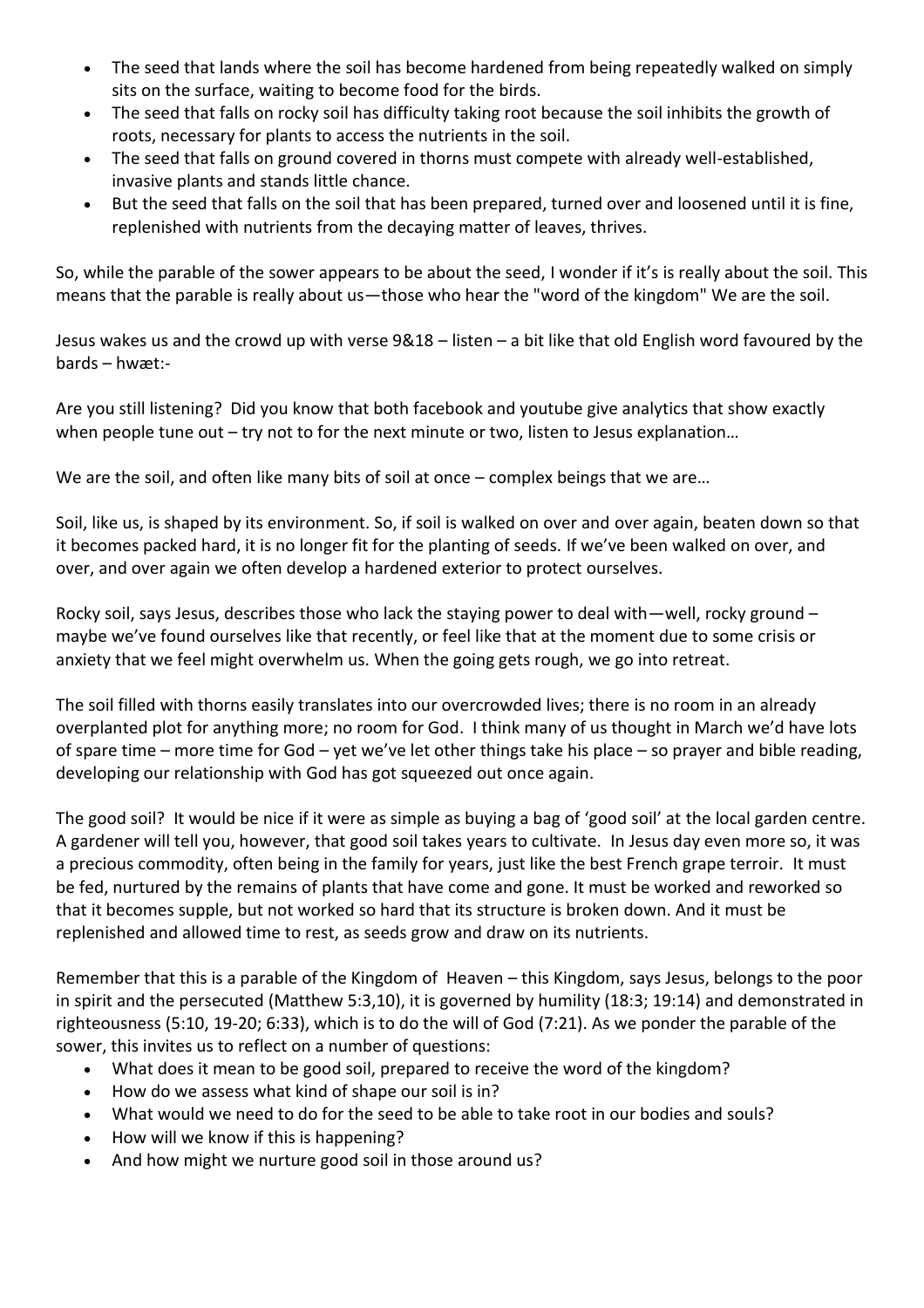- The seed that lands where the soil has become hardened from being repeatedly walked on simply sits on the surface, waiting to become food for the birds.
- The seed that falls on rocky soil has difficulty taking root because the soil inhibits the growth of roots, necessary for plants to access the nutrients in the soil.
- The seed that falls on ground covered in thorns must compete with already well-established, invasive plants and stands little chance.
- But the seed that falls on the soil that has been prepared, turned over and loosened until it is fine, replenished with nutrients from the decaying matter of leaves, thrives.

So, while the parable of the sower appears to be about the seed, I wonder if it's is really about the soil. This means that the parable is really about us—those who hear the "word of the kingdom" We are the soil.

Jesus wakes us and the crowd up with verse 9&18 – listen – a bit like that old English word favoured by the bards – hwæt:-

Are you still listening? Did you know that both facebook and youtube give analytics that show exactly when people tune out – try not to for the next minute or two, listen to Jesus explanation…

We are the soil, and often like many bits of soil at once – complex beings that we are…

Soil, like us, is shaped by its environment. So, if soil is walked on over and over again, beaten down so that it becomes packed hard, it is no longer fit for the planting of seeds. If we've been walked on over, and over, and over again we often develop a hardened exterior to protect ourselves.

Rocky soil, says Jesus, describes those who lack the staying power to deal with—well, rocky ground – maybe we've found ourselves like that recently, or feel like that at the moment due to some crisis or anxiety that we feel might overwhelm us. When the going gets rough, we go into retreat.

The soil filled with thorns easily translates into our overcrowded lives; there is no room in an already overplanted plot for anything more; no room for God. I think many of us thought in March we'd have lots of spare time – more time for God – yet we've let other things take his place – so prayer and bible reading, developing our relationship with God has got squeezed out once again.

The good soil? It would be nice if it were as simple as buying a bag of 'good soil' at the local garden centre. A gardener will tell you, however, that good soil takes years to cultivate. In Jesus day even more so, it was a precious commodity, often being in the family for years, just like the best French grape terroir. It must be fed, nurtured by the remains of plants that have come and gone. It must be worked and reworked so that it becomes supple, but not worked so hard that its structure is broken down. And it must be replenished and allowed time to rest, as seeds grow and draw on its nutrients.

Remember that this is a parable of the Kingdom of Heaven – this Kingdom, says Jesus, belongs to the poor in spirit and the persecuted (Matthew 5:3,10), it is governed by humility (18:3; 19:14) and demonstrated in righteousness (5:10, 19-20; 6:33), which is to do the will of God (7:21). As we ponder the parable of the sower, this invites us to reflect on a number of questions:

- What does it mean to be good soil, prepared to receive the word of the kingdom?
- How do we assess what kind of shape our soil is in?
- What would we need to do for the seed to be able to take root in our bodies and souls?
- How will we know if this is happening?
- And how might we nurture good soil in those around us?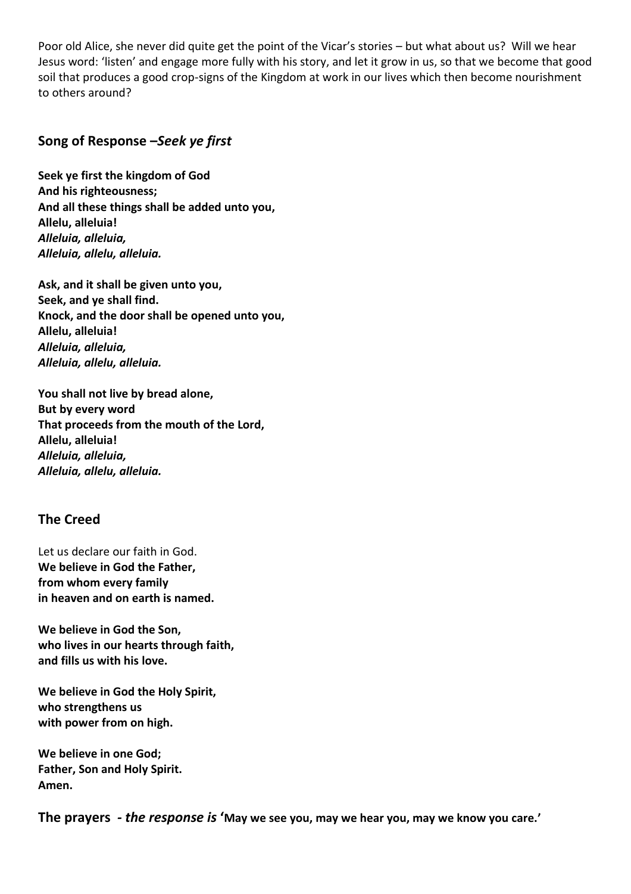Poor old Alice, she never did quite get the point of the Vicar's stories – but what about us? Will we hear Jesus word: 'listen' and engage more fully with his story, and let it grow in us, so that we become that good soil that produces a good crop-signs of the Kingdom at work in our lives which then become nourishment to others around?

## Song of Response –*Seek ye first*

**Seek ye first the kingdom of God**
**And his righteousness;**
**And all these things shall be added unto you,**
**Allelu, alleluia!**
***Alleluia, alleluia,***
***Alleluia, allelu, alleluia.***

**Ask, and it shall be given unto you,**
**Seek, and ye shall find.**
**Knock, and the door shall be opened unto you,**
**Allelu, alleluia!**
***Alleluia, alleluia,***
***Alleluia, allelu, alleluia.***

**You shall not live by bread alone,**
**But by every word**
**That proceeds from the mouth of the Lord,**
**Allelu, alleluia!**
***Alleluia, alleluia,***
***Alleluia, allelu, alleluia.***

## The Creed

Let us declare our faith in God.
**We believe in God the Father,**
**from whom every family**
**in heaven and on earth is named.**

**We believe in God the Son,**
**who lives in our hearts through faith,**
**and fills us with his love.**

**We believe in God the Holy Spirit,**
**who strengthens us**
**with power from on high.**

**We believe in one God;**
**Father, Son and Holy Spirit.**
**Amen.**

**The prayers** ***- the response is*** **'May we see you, may we hear you, may we know you care.'**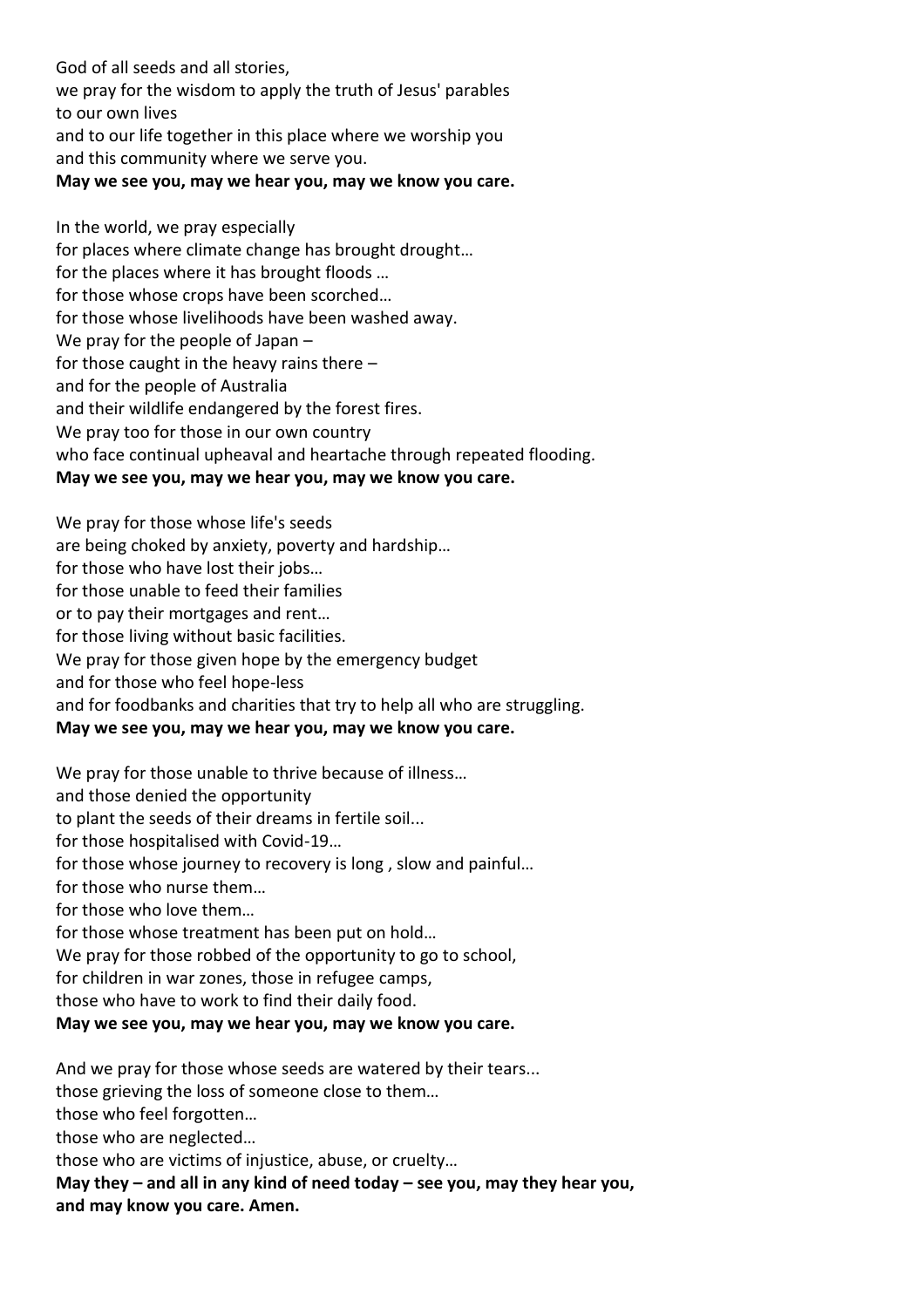God of all seeds and all stories,
we pray for the wisdom to apply the truth of Jesus' parables
to our own lives
and to our life together in this place where we worship you
and this community where we serve you.
**May we see you, may we hear you, may we know you care.**

In the world, we pray especially
for places where climate change has brought drought…
for the places where it has brought floods …
for those whose crops have been scorched…
for those whose livelihoods have been washed away.
We pray for the people of Japan –
for those caught in the heavy rains there –
and for the people of Australia
and their wildlife endangered by the forest fires.
We pray too for those in our own country
who face continual upheaval and heartache through repeated flooding.
**May we see you, may we hear you, may we know you care.**

We pray for those whose life's seeds
are being choked by anxiety, poverty and hardship…
for those who have lost their jobs…
for those unable to feed their families
or to pay their mortgages and rent…
for those living without basic facilities.
We pray for those given hope by the emergency budget
and for those who feel hope-less
and for foodbanks and charities that try to help all who are struggling.
**May we see you, may we hear you, may we know you care.**

We pray for those unable to thrive because of illness…
and those denied the opportunity
to plant the seeds of their dreams in fertile soil...
for those hospitalised with Covid-19…
for those whose journey to recovery is long , slow and painful…
for those who nurse them…
for those who love them…
for those whose treatment has been put on hold…
We pray for those robbed of the opportunity to go to school,
for children in war zones, those in refugee camps,
those who have to work to find their daily food.
**May we see you, may we hear you, may we know you care.**

And we pray for those whose seeds are watered by their tears...
those grieving the loss of someone close to them…
those who feel forgotten…
those who are neglected…
those who are victims of injustice, abuse, or cruelty…
**May they – and all in any kind of need today – see you, may they hear you,
and may know you care. Amen.**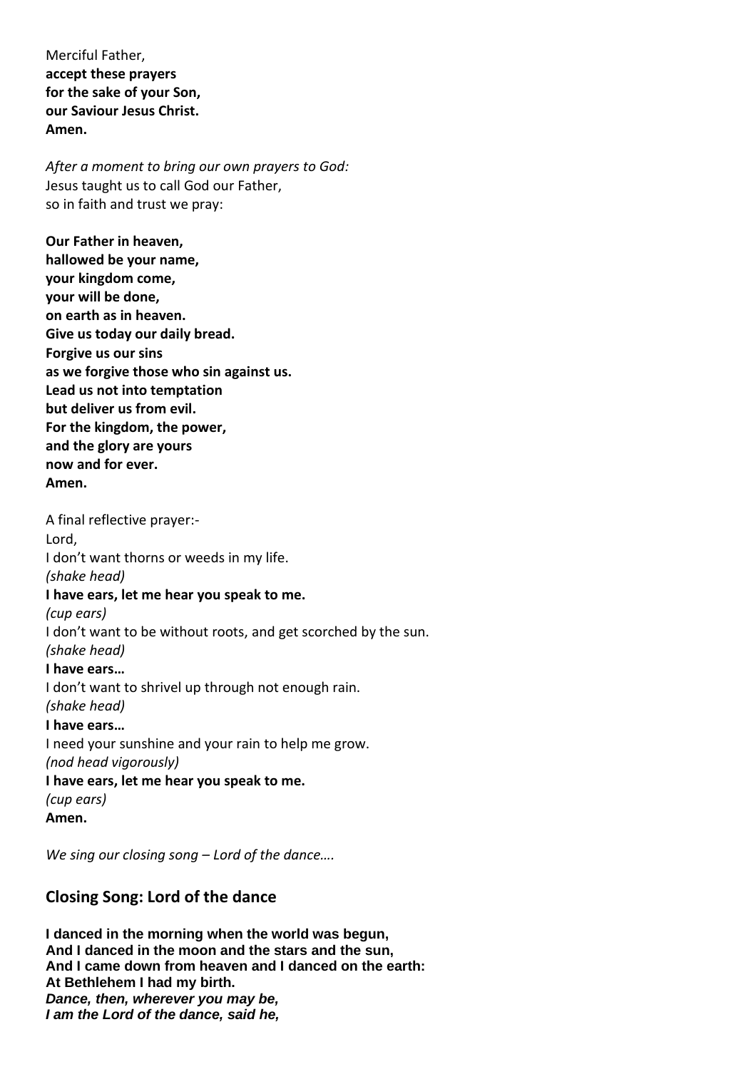Merciful Father,
**accept these prayers**
**for the sake of your Son,**
**our Saviour Jesus Christ.**
**Amen.**

*After a moment to bring our own prayers to God:*
Jesus taught us to call God our Father,
so in faith and trust we pray:

**Our Father in heaven,**
**hallowed be your name,**
**your kingdom come,**
**your will be done,**
**on earth as in heaven.**
**Give us today our daily bread.**
**Forgive us our sins**
**as we forgive those who sin against us.**
**Lead us not into temptation**
**but deliver us from evil.**
**For the kingdom, the power,**
**and the glory are yours**
**now and for ever.**
**Amen.**

A final reflective prayer:-
Lord,
I don't want thorns or weeds in my life.
*(shake head)*
**I have ears, let me hear you speak to me.**
*(cup ears)*
I don't want to be without roots, and get scorched by the sun.
*(shake head)*
**I have ears…**
I don't want to shrivel up through not enough rain.
*(shake head)*
**I have ears…**
I need your sunshine and your rain to help me grow.
*(nod head vigorously)*
**I have ears, let me hear you speak to me.**
*(cup ears)*
**Amen.**

*We sing our closing song – Lord of the dance….*

## Closing Song: Lord of the dance

**I danced in the morning when the world was begun,**
**And I danced in the moon and the stars and the sun,**
**And I came down from heaven and I danced on the earth:**
**At Bethlehem I had my birth.**
***Dance, then, wherever you may be,***
***I am the Lord of the dance, said he,***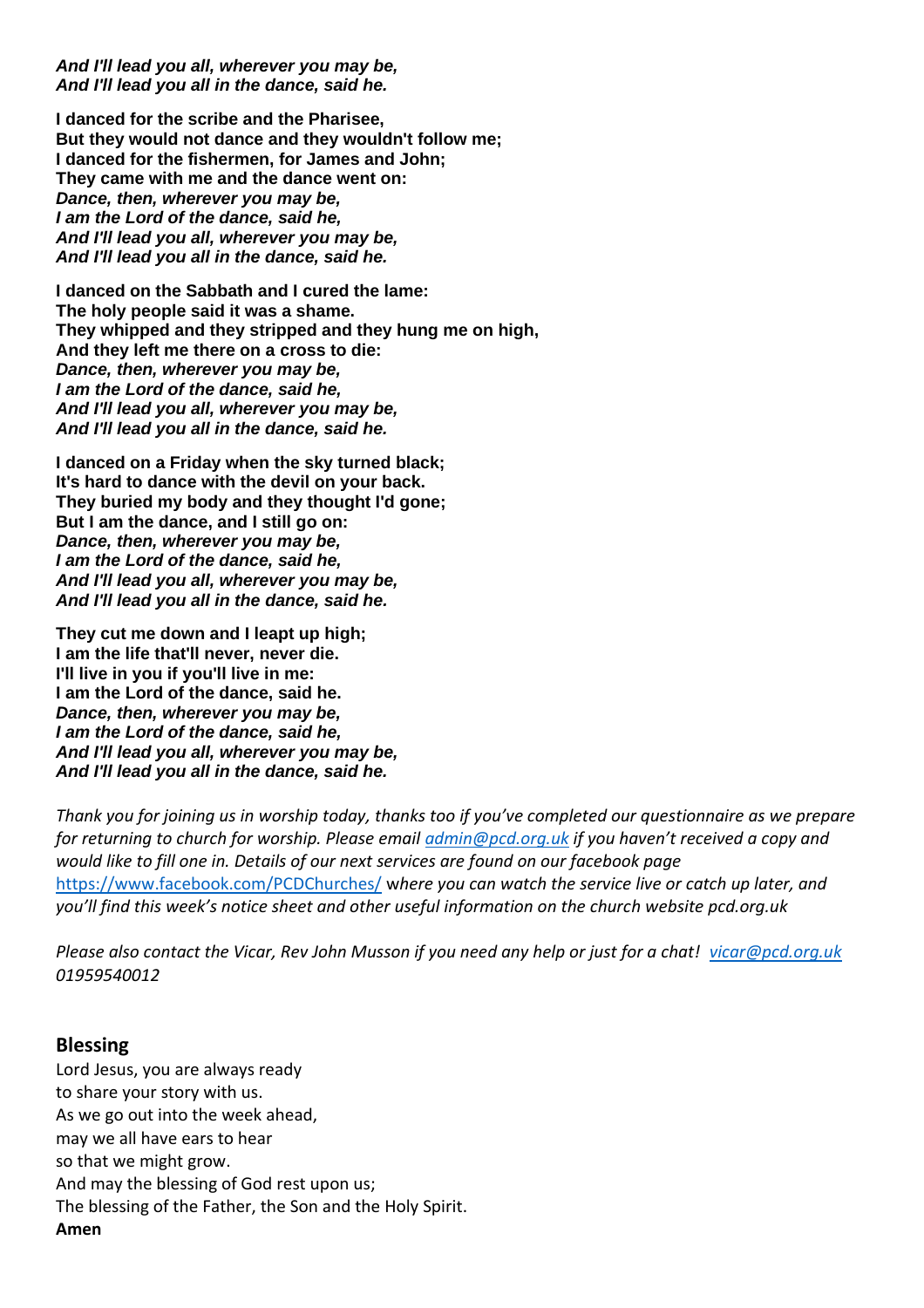***And I'll lead you all, wherever you may be,***
***And I'll lead you all in the dance, said he.***

**I danced for the scribe and the Pharisee,**
**But they would not dance and they wouldn't follow me;**
**I danced for the fishermen, for James and John;**
**They came with me and the dance went on:**
***Dance, then, wherever you may be,***
***I am the Lord of the dance, said he,***
***And I'll lead you all, wherever you may be,***
***And I'll lead you all in the dance, said he.***

**I danced on the Sabbath and I cured the lame:**
**The holy people said it was a shame.**
**They whipped and they stripped and they hung me on high,**
**And they left me there on a cross to die:**
***Dance, then, wherever you may be,***
***I am the Lord of the dance, said he,***
***And I'll lead you all, wherever you may be,***
***And I'll lead you all in the dance, said he.***

**I danced on a Friday when the sky turned black;**
**It's hard to dance with the devil on your back.**
**They buried my body and they thought I'd gone;**
**But I am the dance, and I still go on:**
***Dance, then, wherever you may be,***
***I am the Lord of the dance, said he,***
***And I'll lead you all, wherever you may be,***
***And I'll lead you all in the dance, said he.***

**They cut me down and I leapt up high;**
**I am the life that'll never, never die.**
**I'll live in you if you'll live in me:**
**I am the Lord of the dance, said he.**
***Dance, then, wherever you may be,***
***I am the Lord of the dance, said he,***
***And I'll lead you all, wherever you may be,***
***And I'll lead you all in the dance, said he.***

*Thank you for joining us in worship today, thanks too if you've completed our questionnaire as we prepare for returning to church for worship. Please email [admin@pcd.org.uk](mailto:admin@pcd.org.uk) if you haven't received a copy and would like to fill one in. Details of our next services are found on our facebook page [https://www.facebook.com/PCDChurches/](https://www.facebook.com/PCDChurches/) where you can watch the service live or catch up later, and you'll find this week's notice sheet and other useful information on the church website pcd.org.uk*

*Please also contact the Vicar, Rev John Musson if you need any help or just for a chat! [vicar@pcd.org.uk](mailto:vicar@pcd.org.uk) 01959540012*

## Blessing

Lord Jesus, you are always ready
to share your story with us.
As we go out into the week ahead,
may we all have ears to hear
so that we might grow.
And may the blessing of God rest upon us;
The blessing of the Father, the Son and the Holy Spirit.
**Amen**